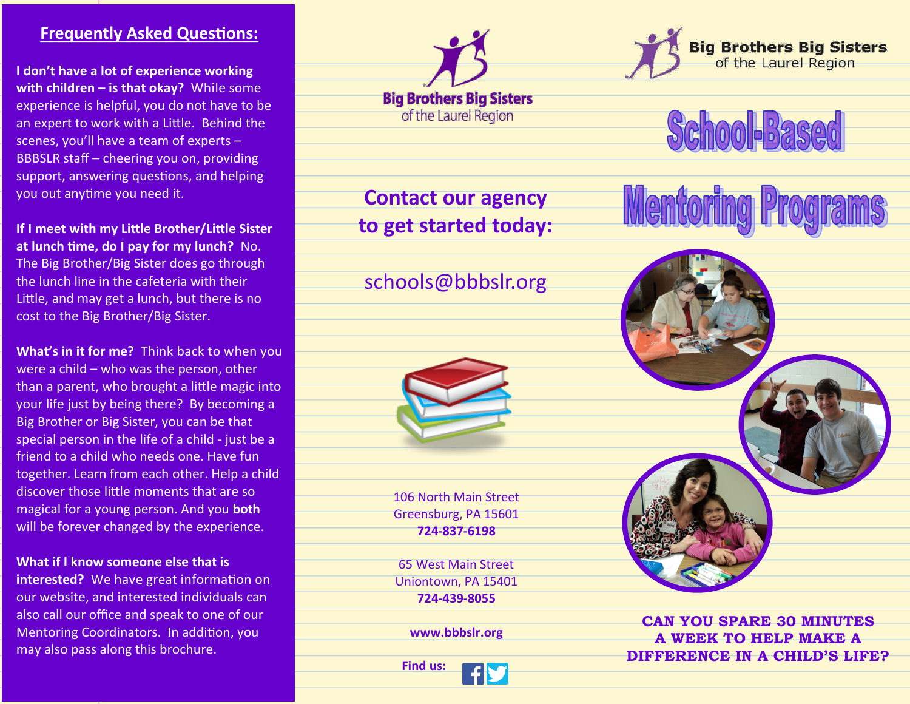## Frequently Asked Questions:

**I don't have a lot of experience working with children – is that okay?** While some experience is helpful, you do not have to be an expert to work with a Little. Behind the scenes, you'll have a team of experts – BBBSLR staff – cheering you on, providing support, answering questions, and helping you out anytime you need it.

**If I meet with my Little Brother/Little Sister at lunch time, do I pay for my lunch?** No. The Big Brother/Big Sister does go through the lunch line in the cafeteria with their Little, and may get a lunch, but there is no cost to the Big Brother/Big Sister.

**What's in it for me?** Think back to when you were a child – who was the person, other than a parent, who brought a little magic into your life just by being there? By becoming a Big Brother or Big Sister, you can be that special person in the life of a child - just be a friend to a child who needs one. Have fun together. Learn from each other. Help a child discover those little moments that are so magical for a young person. And you **both** will be forever changed by the experience.

**What if I know someone else that is interested?** We have great information on our website, and interested individuals can also call our office and speak to one of our Mentoring Coordinators. In addition, you may also pass along this brochure.

Big Brothers Big Sisters of the Laurel Region

## Contact our agency to get started today:

schools@bbbslr.org

106 North Main Street
Greensburg, PA 15601
**724-837-6198**

65 West Main Street
Uniontown, PA 15401
**724-439-8055**

**www.bbbslr.org**

**Find us:**

Big Brothers Big Sisters of the Laurel Region

# School-Based Mentoring Programs

**CAN YOU SPARE 30 MINUTES A WEEK TO HELP MAKE A DIFFERENCE IN A CHILD'S LIFE?**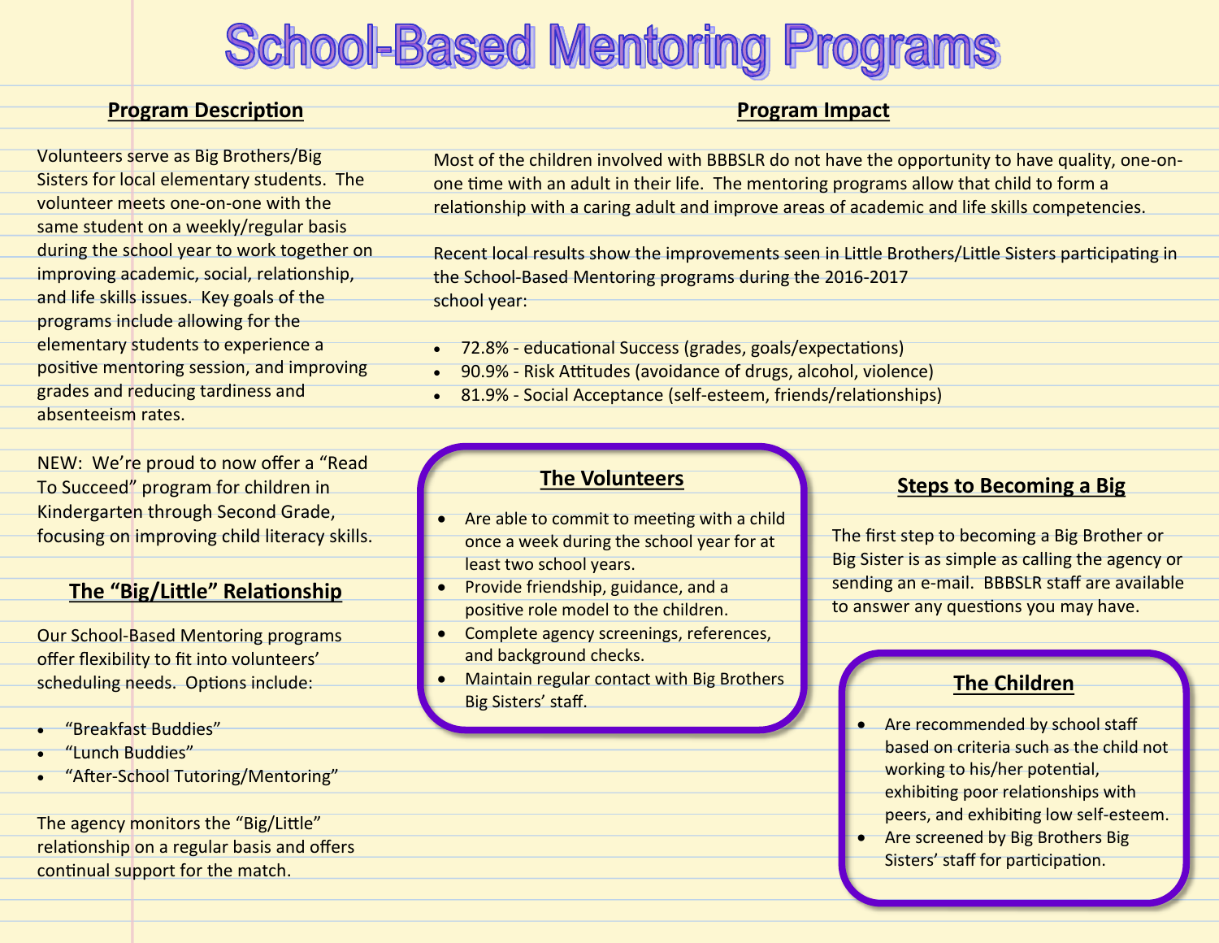# School-Based Mentoring Programs

## Program Description

Volunteers serve as Big Brothers/Big Sisters for local elementary students. The volunteer meets one-on-one with the same student on a weekly/regular basis during the school year to work together on improving academic, social, relationship, and life skills issues. Key goals of the programs include allowing for the elementary students to experience a positive mentoring session, and improving grades and reducing tardiness and absenteeism rates.

NEW: We're proud to now offer a "Read To Succeed" program for children in Kindergarten through Second Grade, focusing on improving child literacy skills.

## The "Big/Little" Relationship

Our School-Based Mentoring programs offer flexibility to fit into volunteers' scheduling needs. Options include:

- "Breakfast Buddies"
- "Lunch Buddies"
- "After-School Tutoring/Mentoring"

The agency monitors the "Big/Little" relationship on a regular basis and offers continual support for the match.

## Program Impact

Most of the children involved with BBBSLR do not have the opportunity to have quality, one-on-one time with an adult in their life. The mentoring programs allow that child to form a relationship with a caring adult and improve areas of academic and life skills competencies.

Recent local results show the improvements seen in Little Brothers/Little Sisters participating in the School-Based Mentoring programs during the 2016-2017 school year:

- 72.8% - educational Success (grades, goals/expectations)
- 90.9% - Risk Attitudes (avoidance of drugs, alcohol, violence)
- 81.9% - Social Acceptance (self-esteem, friends/relationships)

## The Volunteers

- Are able to commit to meeting with a child once a week during the school year for at least two school years.
- Provide friendship, guidance, and a positive role model to the children.
- Complete agency screenings, references, and background checks.
- Maintain regular contact with Big Brothers Big Sisters' staff.

## Steps to Becoming a Big

The first step to becoming a Big Brother or Big Sister is as simple as calling the agency or sending an e-mail. BBBSLR staff are available to answer any questions you may have.

## The Children

- Are recommended by school staff based on criteria such as the child not working to his/her potential, exhibiting poor relationships with peers, and exhibiting low self-esteem.
- Are screened by Big Brothers Big Sisters' staff for participation.